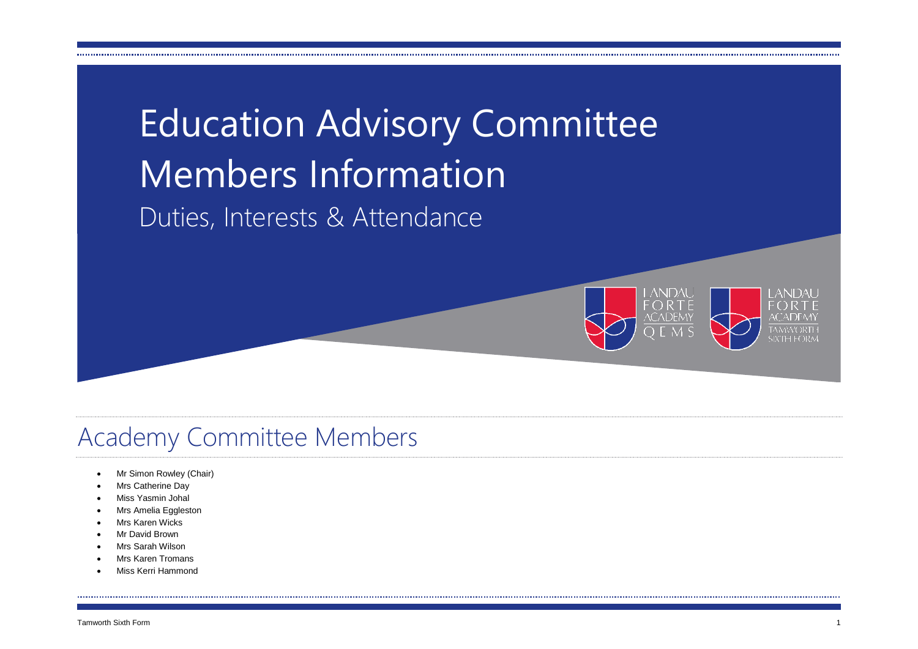# Education Advisory Committee Members Information

Duties, Interests & Attendance

## Academy Committee Members

- Mr Simon Rowley (Chair)
- Mrs Catherine Day
- Miss Yasmin Johal
- Mrs Amelia Eggleston
- Mrs Karen Wicks
- Mr David Brown
- Mrs Sarah Wilson
- Mrs Karen Tromans
- Miss Kerri Hammond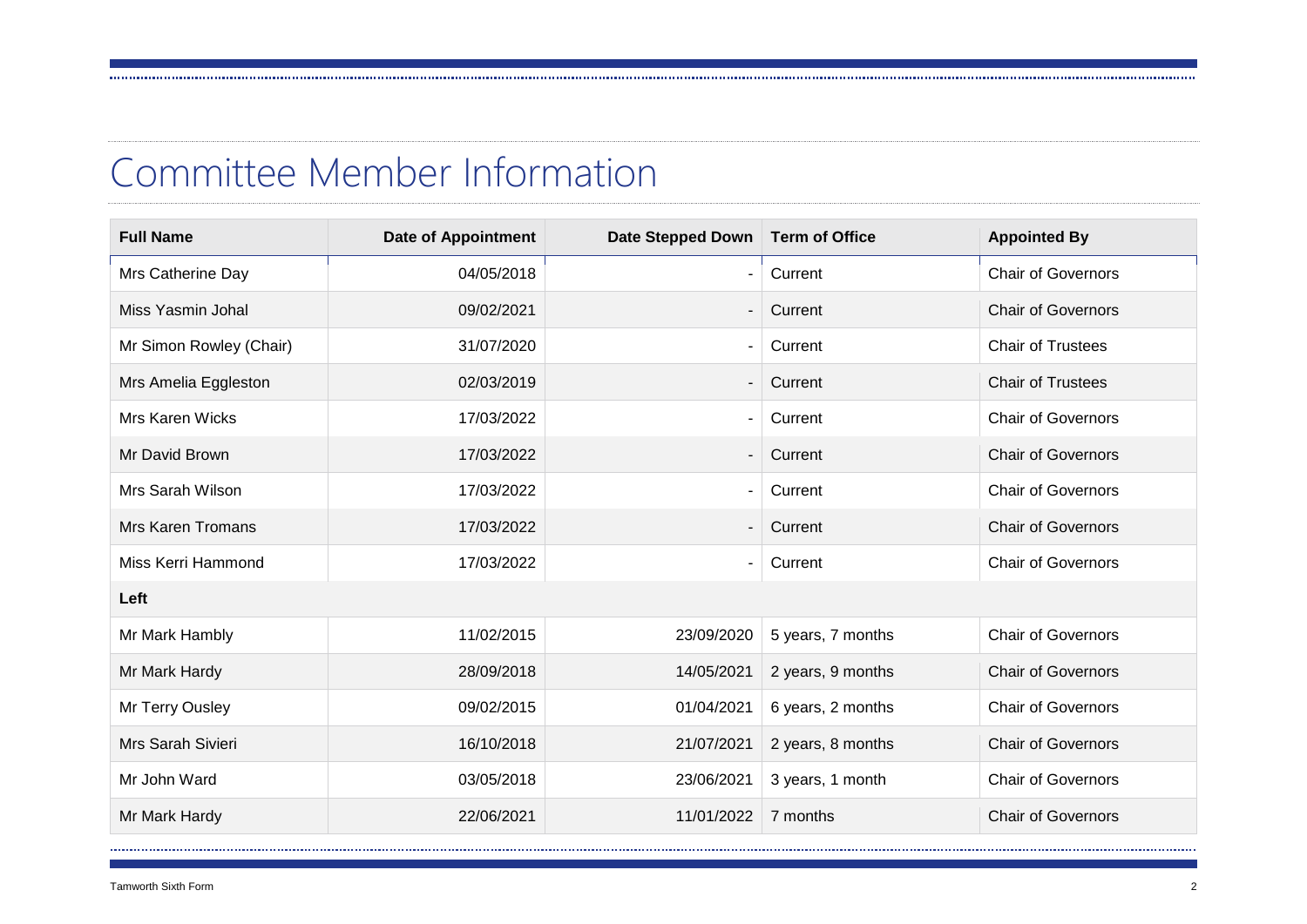# Committee Member Information

| Full Name | Date of Appointment | Date Stepped Down | Term of Office | Appointed By |
|---|---|---|---|---|
| Mrs Catherine Day | 04/05/2018 | - | Current | Chair of Governors |
| Miss Yasmin Johal | 09/02/2021 | - | Current | Chair of Governors |
| Mr Simon Rowley (Chair) | 31/07/2020 | - | Current | Chair of Trustees |
| Mrs Amelia Eggleston | 02/03/2019 | - | Current | Chair of Trustees |
| Mrs Karen Wicks | 17/03/2022 | - | Current | Chair of Governors |
| Mr David Brown | 17/03/2022 | - | Current | Chair of Governors |
| Mrs Sarah Wilson | 17/03/2022 | - | Current | Chair of Governors |
| Mrs Karen Tromans | 17/03/2022 | - | Current | Chair of Governors |
| Miss Kerri Hammond | 17/03/2022 | - | Current | Chair of Governors |
| **Left** | | | | |
| Mr Mark Hambly | 11/02/2015 | 23/09/2020 | 5 years, 7 months | Chair of Governors |
| Mr Mark Hardy | 28/09/2018 | 14/05/2021 | 2 years, 9 months | Chair of Governors |
| Mr Terry Ousley | 09/02/2015 | 01/04/2021 | 6 years, 2 months | Chair of Governors |
| Mrs Sarah Sivieri | 16/10/2018 | 21/07/2021 | 2 years, 8 months | Chair of Governors |
| Mr John Ward | 03/05/2018 | 23/06/2021 | 3 years, 1 month | Chair of Governors |
| Mr Mark Hardy | 22/06/2021 | 11/01/2022 | 7 months | Chair of Governors |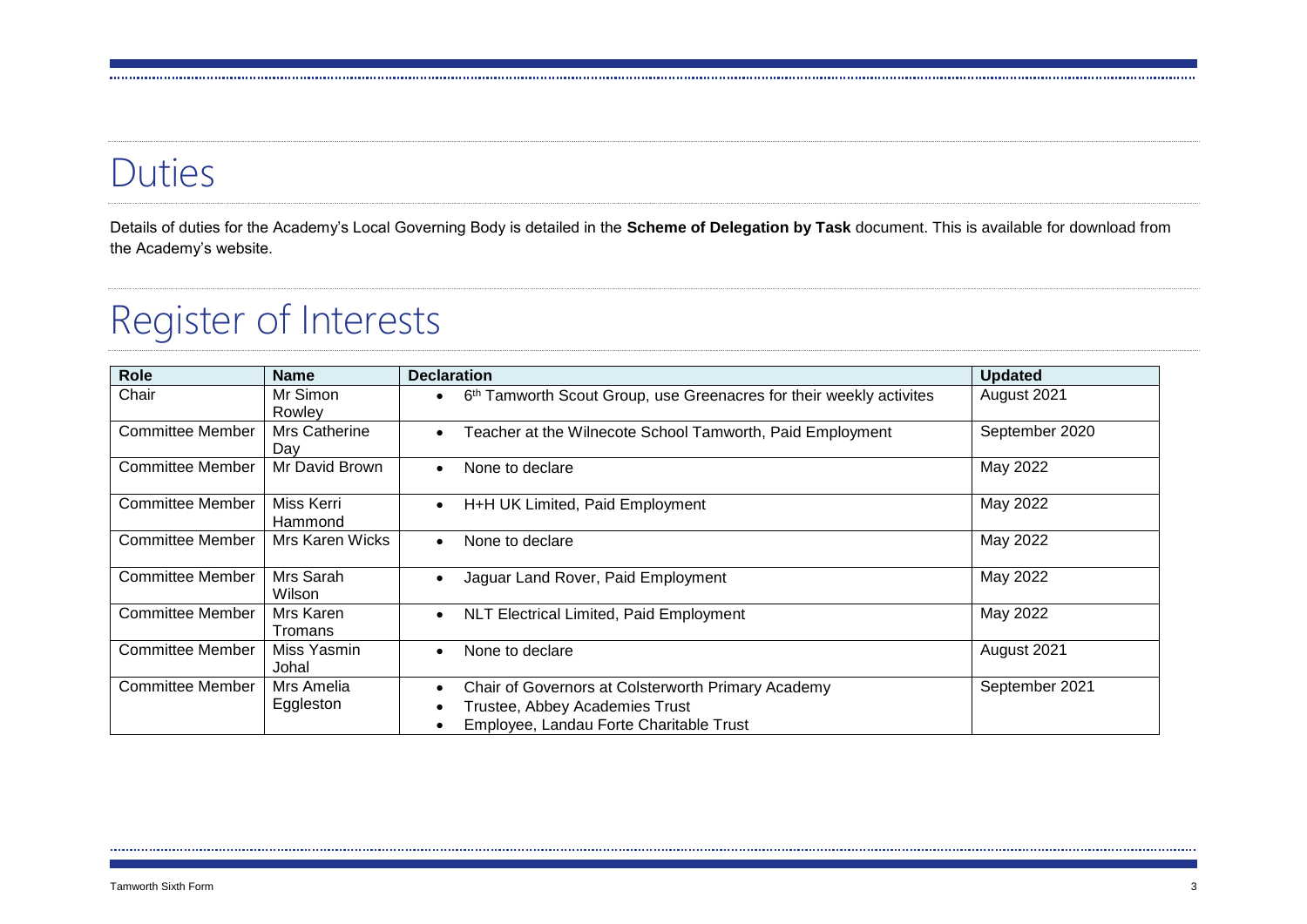# Duties

Details of duties for the Academy's Local Governing Body is detailed in the **Scheme of Delegation by Task** document. This is available for download from the Academy's website.

# Register of Interests

| Role | Name | Declaration | Updated |
|---|---|---|---|
| Chair | Mr Simon Rowley | • 6th Tamworth Scout Group, use Greenacres for their weekly activites | August 2021 |
| Committee Member | Mrs Catherine Day | • Teacher at the Wilnecote School Tamworth, Paid Employment | September 2020 |
| Committee Member | Mr David Brown | • None to declare | May 2022 |
| Committee Member | Miss Kerri Hammond | • H+H UK Limited, Paid Employment | May 2022 |
| Committee Member | Mrs Karen Wicks | • None to declare | May 2022 |
| Committee Member | Mrs Sarah Wilson | • Jaguar Land Rover, Paid Employment | May 2022 |
| Committee Member | Mrs Karen Tromans | • NLT Electrical Limited, Paid Employment | May 2022 |
| Committee Member | Miss Yasmin Johal | • None to declare | August 2021 |
| Committee Member | Mrs Amelia Eggleston | • Chair of Governors at Colsterworth Primary Academy<br>• Trustee, Abbey Academies Trust<br>• Employee, Landau Forte Charitable Trust | September 2021 |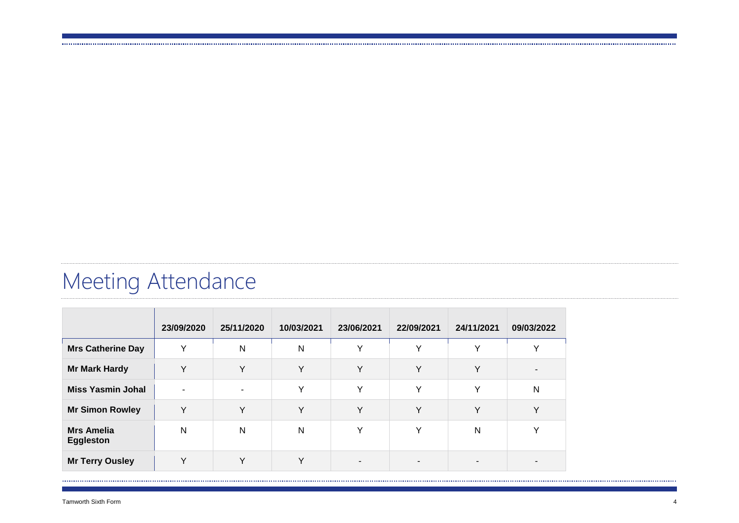# Meeting Attendance

| | 23/09/2020 | 25/11/2020 | 10/03/2021 | 23/06/2021 | 22/09/2021 | 24/11/2021 | 09/03/2022 |
|---|---|---|---|---|---|---|---|
| **Mrs Catherine Day** | Y | N | N | Y | Y | Y | Y |
| **Mr Mark Hardy** | Y | Y | Y | Y | Y | Y | - |
| **Miss Yasmin Johal** | - | - | Y | Y | Y | Y | N |
| **Mr Simon Rowley** | Y | Y | Y | Y | Y | Y | Y |
| **Mrs Amelia Eggleston** | N | N | N | Y | Y | N | Y |
| **Mr Terry Ousley** | Y | Y | Y | - | - | - | - |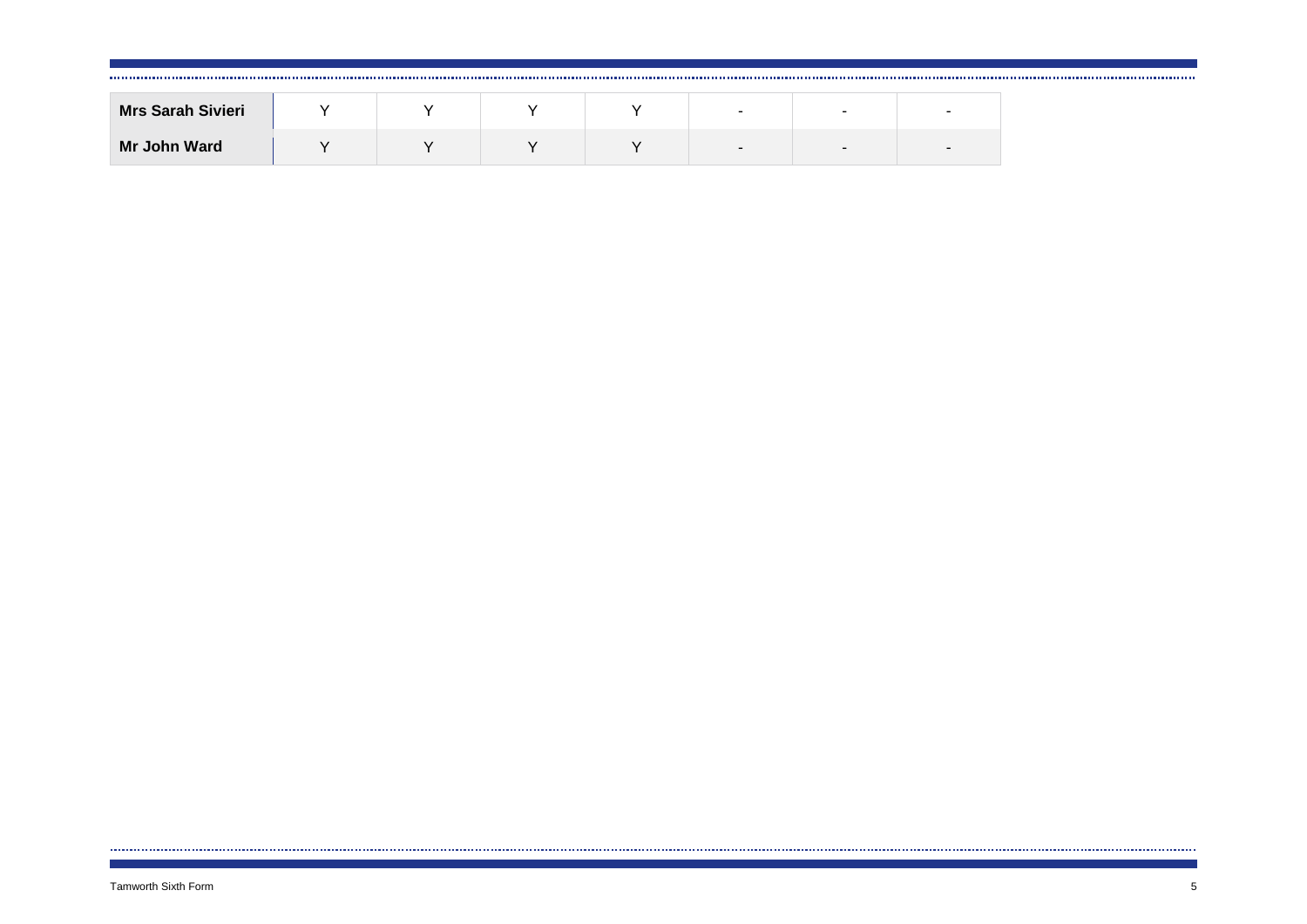| | | | | | | | |
|---|---|---|---|---|---|---|---|
| **Mrs Sarah Sivieri** | Y | Y | Y | Y | - | - | - |
| **Mr John Ward** | Y | Y | Y | Y | - | - | - |